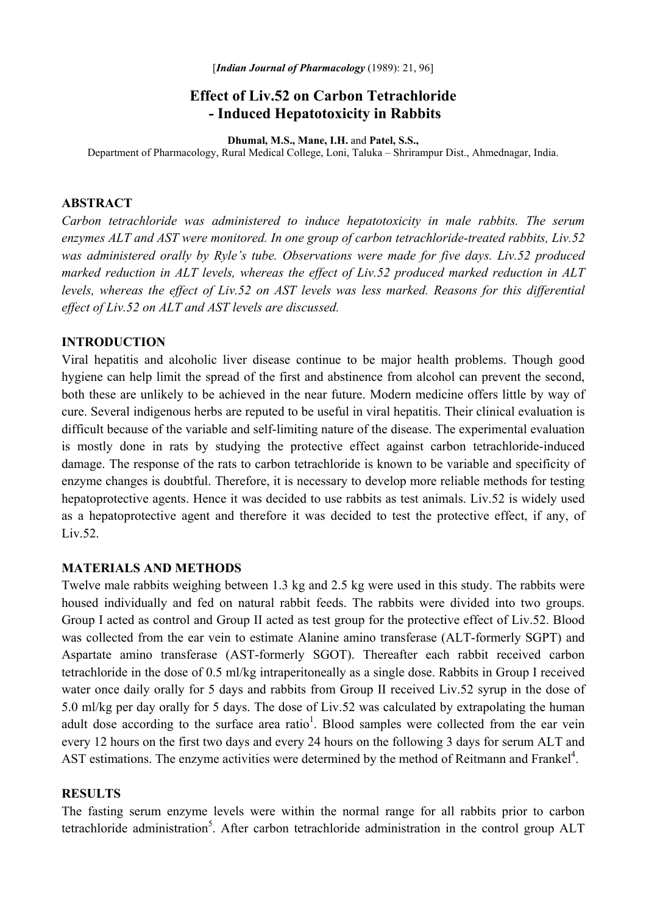[*Indian Journal of Pharmacology* (1989): 21, 96]

# Effect of Liv.52 on Carbon Tetrachloride - Induced Hepatotoxicity in Rabbits

**Dhumal, M.S., Mane, I.H.** and **Patel, S.S.,**
Department of Pharmacology, Rural Medical College, Loni, Taluka – Shrirampur Dist., Ahmednagar, India.

## ABSTRACT

*Carbon tetrachloride was administered to induce hepatotoxicity in male rabbits. The serum enzymes ALT and AST were monitored. In one group of carbon tetrachloride-treated rabbits, Liv.52 was administered orally by Ryle's tube. Observations were made for five days. Liv.52 produced marked reduction in ALT levels, whereas the effect of Liv.52 produced marked reduction in ALT levels, whereas the effect of Liv.52 on AST levels was less marked. Reasons for this differential effect of Liv.52 on ALT and AST levels are discussed.*

## INTRODUCTION

Viral hepatitis and alcoholic liver disease continue to be major health problems. Though good hygiene can help limit the spread of the first and abstinence from alcohol can prevent the second, both these are unlikely to be achieved in the near future. Modern medicine offers little by way of cure. Several indigenous herbs are reputed to be useful in viral hepatitis. Their clinical evaluation is difficult because of the variable and self-limiting nature of the disease. The experimental evaluation is mostly done in rats by studying the protective effect against carbon tetrachloride-induced damage. The response of the rats to carbon tetrachloride is known to be variable and specificity of enzyme changes is doubtful. Therefore, it is necessary to develop more reliable methods for testing hepatoprotective agents. Hence it was decided to use rabbits as test animals. Liv.52 is widely used as a hepatoprotective agent and therefore it was decided to test the protective effect, if any, of Liv.52.

## MATERIALS AND METHODS

Twelve male rabbits weighing between 1.3 kg and 2.5 kg were used in this study. The rabbits were housed individually and fed on natural rabbit feeds. The rabbits were divided into two groups. Group I acted as control and Group II acted as test group for the protective effect of Liv.52. Blood was collected from the ear vein to estimate Alanine amino transferase (ALT-formerly SGPT) and Aspartate amino transferase (AST-formerly SGOT). Thereafter each rabbit received carbon tetrachloride in the dose of 0.5 ml/kg intraperitoneally as a single dose. Rabbits in Group I received water once daily orally for 5 days and rabbits from Group II received Liv.52 syrup in the dose of 5.0 ml/kg per day orally for 5 days. The dose of Liv.52 was calculated by extrapolating the human adult dose according to the surface area ratio[1]. Blood samples were collected from the ear vein every 12 hours on the first two days and every 24 hours on the following 3 days for serum ALT and AST estimations. The enzyme activities were determined by the method of Reitmann and Frankel[4].

## RESULTS

The fasting serum enzyme levels were within the normal range for all rabbits prior to carbon tetrachloride administration[5]. After carbon tetrachloride administration in the control group ALT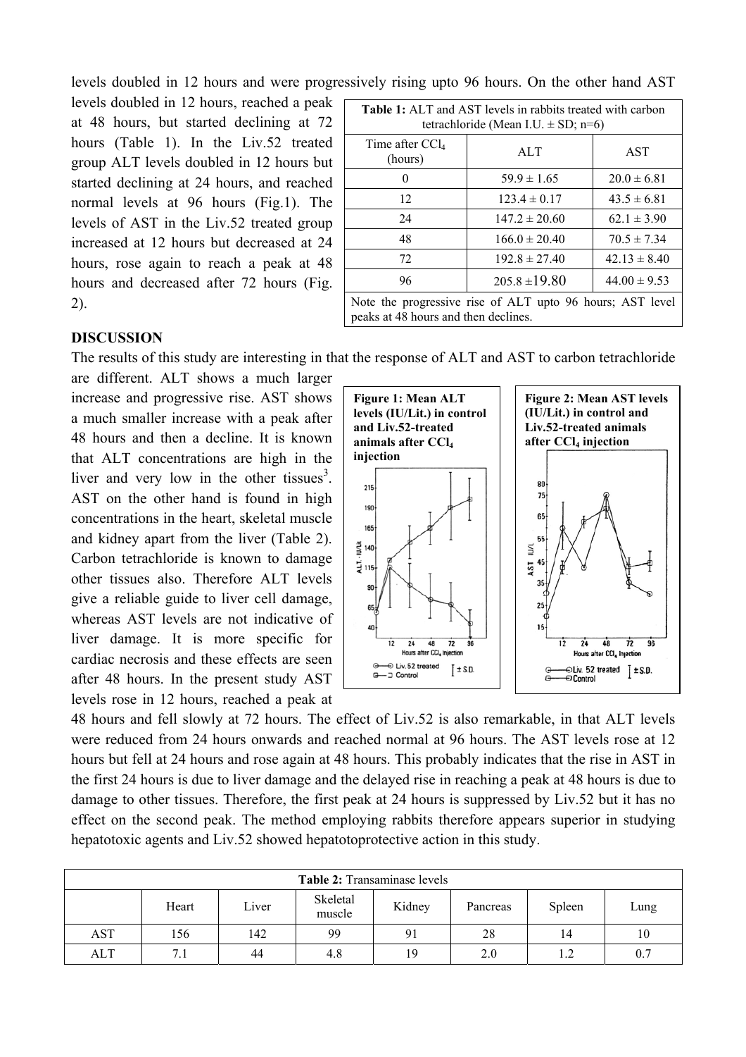levels doubled in 12 hours and were progressively rising upto 96 hours. On the other hand AST levels doubled in 12 hours, reached a peak at 48 hours, but started declining at 72 hours (Table 1). In the Liv.52 treated group ALT levels doubled in 12 hours but started declining at 24 hours, and reached normal levels at 96 hours (Fig.1). The levels of AST in the Liv.52 treated group increased at 12 hours but decreased at 24 hours, rose again to reach a peak at 48 hours and decreased after 72 hours (Fig. 2).

**Table 1:** ALT and AST levels in rabbits treated with carbon tetrachloride (Mean I.U. ± SD; n=6)

| Time after $CCl_4$ (hours) | ALT | AST |
|---|---|---|
| 0 | 59.9 ± 1.65 | 20.0 ± 6.81 |
| 12 | 123.4 ± 0.17 | 43.5 ± 6.81 |
| 24 | 147.2 ± 20.60 | 62.1 ± 3.90 |
| 48 | 166.0 ± 20.40 | 70.5 ± 7.34 |
| 72 | 192.8 ± 27.40 | 42.13 ± 8.40 |
| 96 | 205.8 ±19.80 | 44.00 ± 9.53 |

Note the progressive rise of ALT upto 96 hours; AST level peaks at 48 hours and then declines.

## DISCUSSION

The results of this study are interesting in that the response of ALT and AST to carbon tetrachloride are different. ALT shows a much larger increase and progressive rise. AST shows a much smaller increase with a peak after 48 hours and then a decline. It is known that ALT concentrations are high in the liver and very low in the other tissues[3]. AST on the other hand is found in high concentrations in the heart, skeletal muscle and kidney apart from the liver (Table 2). Carbon tetrachloride is known to damage other tissues also. Therefore ALT levels give a reliable guide to liver cell damage, whereas AST levels are not indicative of liver damage. It is more specific for cardiac necrosis and these effects are seen after 48 hours. In the present study AST levels rose in 12 hours, reached a peak at 48 hours and fell slowly at 72 hours. The effect of Liv.52 is also remarkable, in that ALT levels were reduced from 24 hours onwards and reached normal at 96 hours. The AST levels rose at 12 hours but fell at 24 hours and rose again at 48 hours. This probably indicates that the rise in AST in the first 24 hours is due to liver damage and the delayed rise in reaching a peak at 48 hours is due to damage to other tissues. Therefore, the first peak at 24 hours is suppressed by Liv.52 but it has no effect on the second peak. The method employing rabbits therefore appears superior in studying hepatotoxic agents and Liv.52 showed hepatotoprotective action in this study.

**Figure 1: Mean ALT levels (IU/Lit.) in control and Liv.52-treated animals after $CCl_4$ injection**

**Figure 2: Mean AST levels (IU/Lit.) in control and Liv.52-treated animals after $CCl_4$ injection**

**Table 2:** Transaminase levels

| | Heart | Liver | Skeletal muscle | Kidney | Pancreas | Spleen | Lung |
|---|---|---|---|---|---|---|---|
| AST | 156 | 142 | 99 | 91 | 28 | 14 | 10 |
| ALT | 7.1 | 44 | 4.8 | 19 | 2.0 | 1.2 | 0.7 |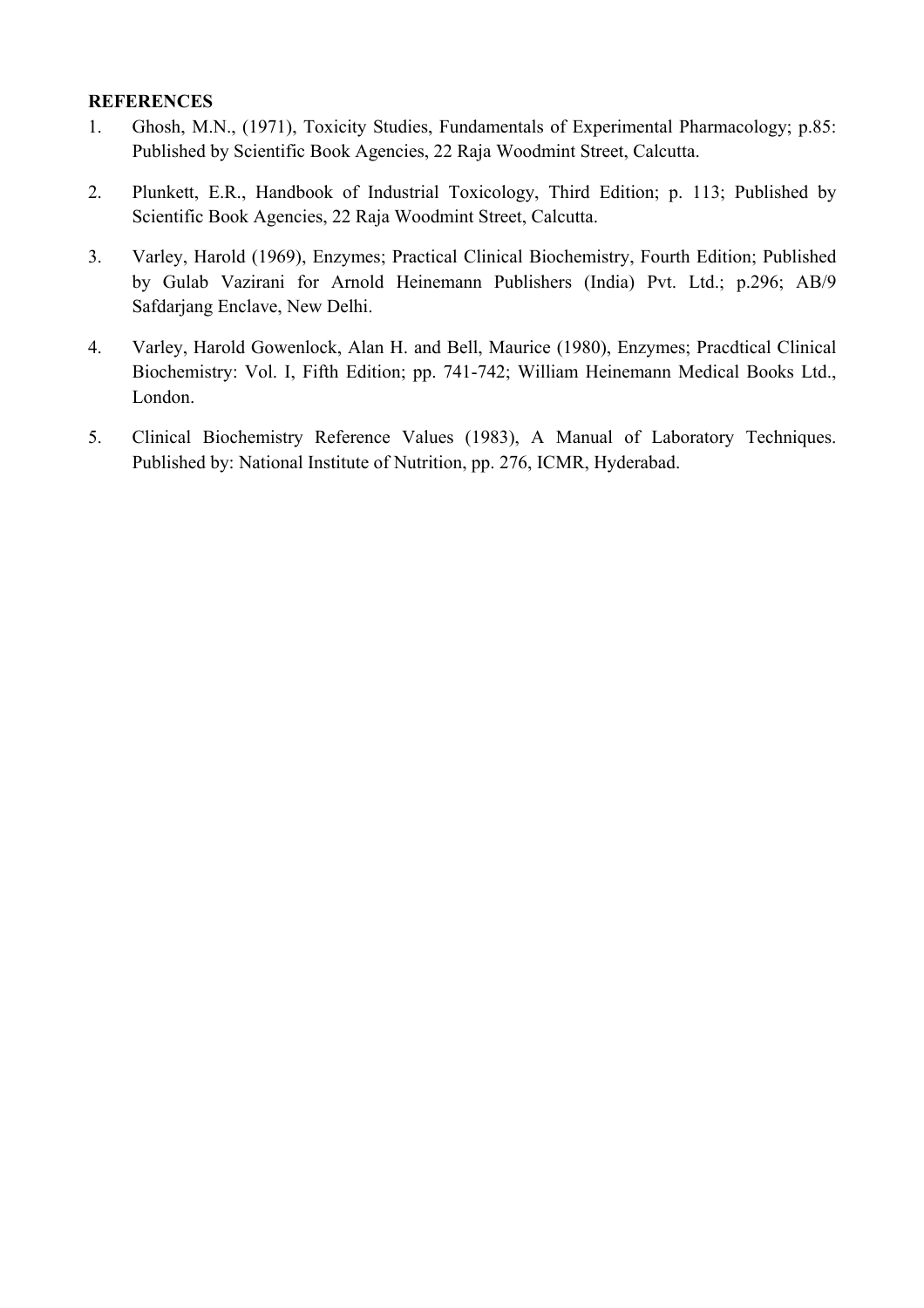**REFERENCES**

1. Ghosh, M.N., (1971), Toxicity Studies, Fundamentals of Experimental Pharmacology; p.85: Published by Scientific Book Agencies, 22 Raja Woodmint Street, Calcutta.

2. Plunkett, E.R., Handbook of Industrial Toxicology, Third Edition; p. 113; Published by Scientific Book Agencies, 22 Raja Woodmint Street, Calcutta.

3. Varley, Harold (1969), Enzymes; Practical Clinical Biochemistry, Fourth Edition; Published by Gulab Vazirani for Arnold Heinemann Publishers (India) Pvt. Ltd.; p.296; AB/9 Safdarjang Enclave, New Delhi.

4. Varley, Harold Gowenlock, Alan H. and Bell, Maurice (1980), Enzymes; Pracdtical Clinical Biochemistry: Vol. I, Fifth Edition; pp. 741-742; William Heinemann Medical Books Ltd., London.

5. Clinical Biochemistry Reference Values (1983), A Manual of Laboratory Techniques. Published by: National Institute of Nutrition, pp. 276, ICMR, Hyderabad.